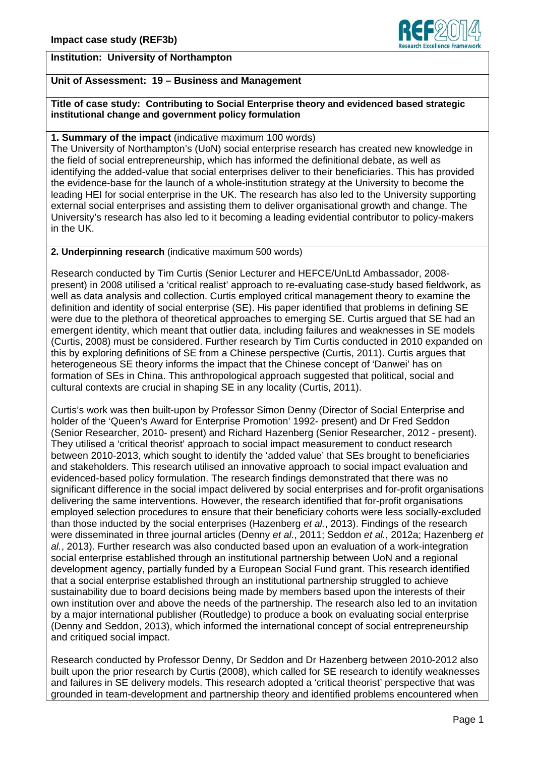# Impact case study (REF3b)

**Institution: University of Northampton**

**Unit of Assessment: 19 – Business and Management**

**Title of case study: Contributing to Social Enterprise theory and evidenced based strategic institutional change and government policy formulation**

## 1. Summary of the impact (indicative maximum 100 words)

The University of Northampton's (UoN) social enterprise research has created new knowledge in the field of social entrepreneurship, which has informed the definitional debate, as well as identifying the added-value that social enterprises deliver to their beneficiaries. This has provided the evidence-base for the launch of a whole-institution strategy at the University to become the leading HEI for social enterprise in the UK. The research has also led to the University supporting external social enterprises and assisting them to deliver organisational growth and change. The University's research has also led to it becoming a leading evidential contributor to policy-makers in the UK.

## 2. Underpinning research (indicative maximum 500 words)

Research conducted by Tim Curtis (Senior Lecturer and HEFCE/UnLtd Ambassador, 2008-present) in 2008 utilised a 'critical realist' approach to re-evaluating case-study based fieldwork, as well as data analysis and collection. Curtis employed critical management theory to examine the definition and identity of social enterprise (SE). His paper identified that problems in defining SE were due to the plethora of theoretical approaches to emerging SE. Curtis argued that SE had an emergent identity, which meant that outlier data, including failures and weaknesses in SE models (Curtis, 2008) must be considered. Further research by Tim Curtis conducted in 2010 expanded on this by exploring definitions of SE from a Chinese perspective (Curtis, 2011). Curtis argues that heterogeneous SE theory informs the impact that the Chinese concept of 'Danwei' has on formation of SEs in China. This anthropological approach suggested that political, social and cultural contexts are crucial in shaping SE in any locality (Curtis, 2011).

Curtis's work was then built-upon by Professor Simon Denny (Director of Social Enterprise and holder of the 'Queen's Award for Enterprise Promotion' 1992- present) and Dr Fred Seddon (Senior Researcher, 2010- present) and Richard Hazenberg (Senior Researcher, 2012 - present). They utilised a 'critical theorist' approach to social impact measurement to conduct research between 2010-2013, which sought to identify the 'added value' that SEs brought to beneficiaries and stakeholders. This research utilised an innovative approach to social impact evaluation and evidenced-based policy formulation. The research findings demonstrated that there was no significant difference in the social impact delivered by social enterprises and for-profit organisations delivering the same interventions. However, the research identified that for-profit organisations employed selection procedures to ensure that their beneficiary cohorts were less socially-excluded than those inducted by the social enterprises (Hazenberg *et al.*, 2013). Findings of the research were disseminated in three journal articles (Denny *et al.*, 2011; Seddon *et al.*, 2012a; Hazenberg *et al.*, 2013). Further research was also conducted based upon an evaluation of a work-integration social enterprise established through an institutional partnership between UoN and a regional development agency, partially funded by a European Social Fund grant. This research identified that a social enterprise established through an institutional partnership struggled to achieve sustainability due to board decisions being made by members based upon the interests of their own institution over and above the needs of the partnership. The research also led to an invitation by a major international publisher (Routledge) to produce a book on evaluating social enterprise (Denny and Seddon, 2013), which informed the international concept of social entrepreneurship and critiqued social impact.

Research conducted by Professor Denny, Dr Seddon and Dr Hazenberg between 2010-2012 also built upon the prior research by Curtis (2008), which called for SE research to identify weaknesses and failures in SE delivery models. This research adopted a 'critical theorist' perspective that was grounded in team-development and partnership theory and identified problems encountered when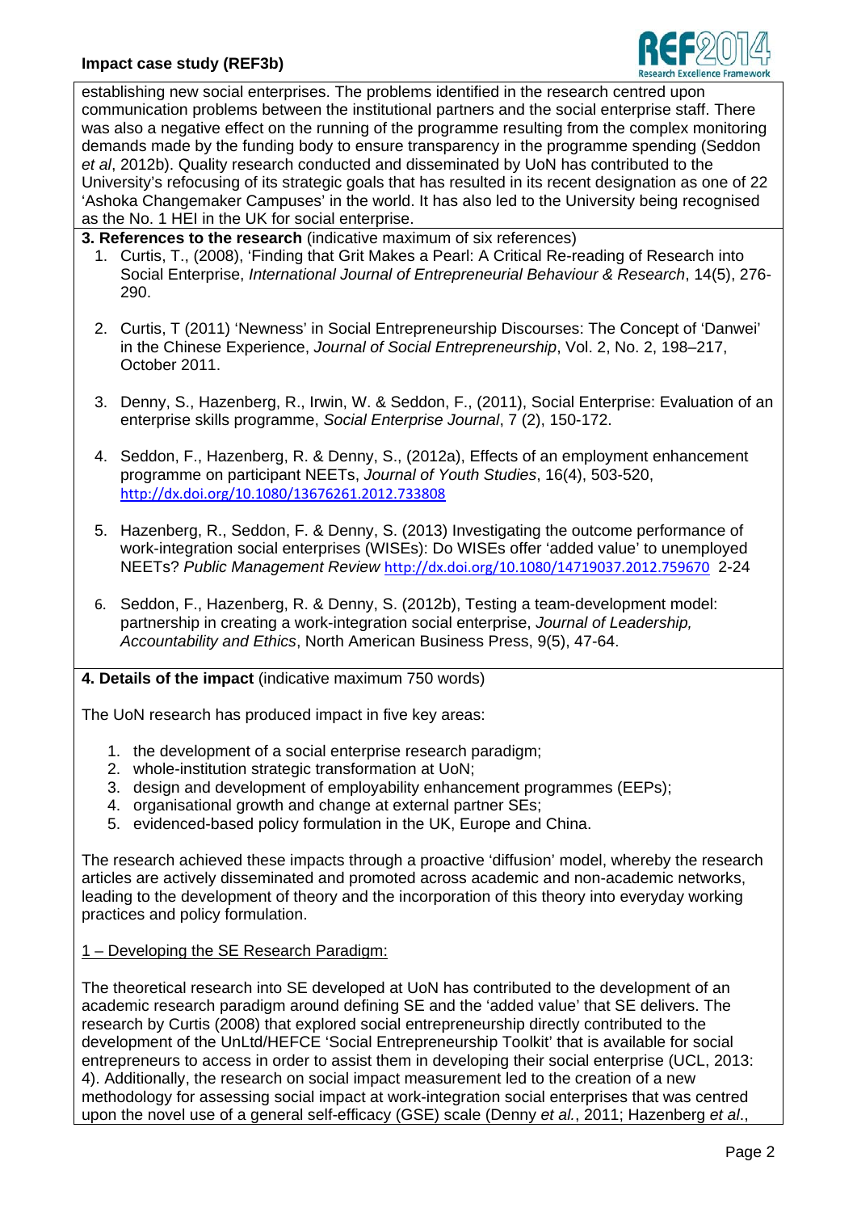establishing new social enterprises. The problems identified in the research centred upon communication problems between the institutional partners and the social enterprise staff. There was also a negative effect on the running of the programme resulting from the complex monitoring demands made by the funding body to ensure transparency in the programme spending (Seddon *et al*, 2012b). Quality research conducted and disseminated by UoN has contributed to the University's refocusing of its strategic goals that has resulted in its recent designation as one of 22 'Ashoka Changemaker Campuses' in the world. It has also led to the University being recognised as the No. 1 HEI in the UK for social enterprise.

**3. References to the research** (indicative maximum of six references)

1. Curtis, T., (2008), 'Finding that Grit Makes a Pearl: A Critical Re-reading of Research into Social Enterprise, *International Journal of Entrepreneurial Behaviour & Research*, 14(5), 276-290.

2. Curtis, T (2011) 'Newness' in Social Entrepreneurship Discourses: The Concept of 'Danwei' in the Chinese Experience, *Journal of Social Entrepreneurship*, Vol. 2, No. 2, 198–217, October 2011.

3. Denny, S., Hazenberg, R., Irwin, W. & Seddon, F., (2011), Social Enterprise: Evaluation of an enterprise skills programme, *Social Enterprise Journal*, 7 (2), 150-172.

4. Seddon, F., Hazenberg, R. & Denny, S., (2012a), Effects of an employment enhancement programme on participant NEETs, *Journal of Youth Studies*, 16(4), 503-520, http://dx.doi.org/10.1080/13676261.2012.733808

5. Hazenberg, R., Seddon, F. & Denny, S. (2013) Investigating the outcome performance of work-integration social enterprises (WISEs): Do WISEs offer 'added value' to unemployed NEETs? *Public Management Review* http://dx.doi.org/10.1080/14719037.2012.759670 2-24

6. Seddon, F., Hazenberg, R. & Denny, S. (2012b), Testing a team-development model: partnership in creating a work-integration social enterprise, *Journal of Leadership, Accountability and Ethics*, North American Business Press, 9(5), 47-64.

**4. Details of the impact** (indicative maximum 750 words)

The UoN research has produced impact in five key areas:

1. the development of a social enterprise research paradigm;
2. whole-institution strategic transformation at UoN;
3. design and development of employability enhancement programmes (EEPs);
4. organisational growth and change at external partner SEs;
5. evidenced-based policy formulation in the UK, Europe and China.

The research achieved these impacts through a proactive 'diffusion' model, whereby the research articles are actively disseminated and promoted across academic and non-academic networks, leading to the development of theory and the incorporation of this theory into everyday working practices and policy formulation.

<u>1 – Developing the SE Research Paradigm:</u>

The theoretical research into SE developed at UoN has contributed to the development of an academic research paradigm around defining SE and the 'added value' that SE delivers. The research by Curtis (2008) that explored social entrepreneurship directly contributed to the development of the UnLtd/HEFCE 'Social Entrepreneurship Toolkit' that is available for social entrepreneurs to access in order to assist them in developing their social enterprise (UCL, 2013: 4). Additionally, the research on social impact measurement led to the creation of a new methodology for assessing social impact at work-integration social enterprises that was centred upon the novel use of a general self-efficacy (GSE) scale (Denny *et al.*, 2011; Hazenberg *et al.*,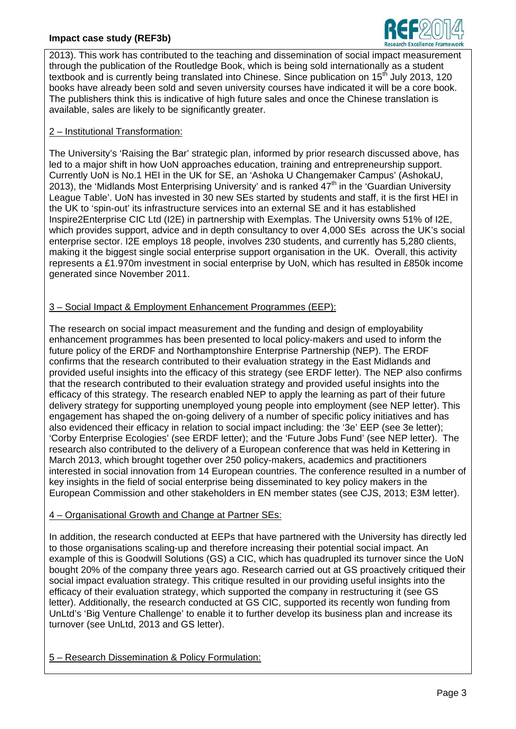2013). This work has contributed to the teaching and dissemination of social impact measurement through the publication of the Routledge Book, which is being sold internationally as a student textbook and is currently being translated into Chinese. Since publication on 15th July 2013, 120 books have already been sold and seven university courses have indicated it will be a core book. The publishers think this is indicative of high future sales and once the Chinese translation is available, sales are likely to be significantly greater.

2 – Institutional Transformation:

The University's 'Raising the Bar' strategic plan, informed by prior research discussed above, has led to a major shift in how UoN approaches education, training and entrepreneurship support. Currently UoN is No.1 HEI in the UK for SE, an 'Ashoka U Changemaker Campus' (AshokaU, 2013), the 'Midlands Most Enterprising University' and is ranked 47th in the 'Guardian University League Table'. UoN has invested in 30 new SEs started by students and staff, it is the first HEI in the UK to 'spin-out' its infrastructure services into an external SE and it has established Inspire2Enterprise CIC Ltd (I2E) in partnership with Exemplas. The University owns 51% of I2E, which provides support, advice and in depth consultancy to over 4,000 SEs across the UK's social enterprise sector. I2E employs 18 people, involves 230 students, and currently has 5,280 clients, making it the biggest single social enterprise support organisation in the UK. Overall, this activity represents a £1.970m investment in social enterprise by UoN, which has resulted in £850k income generated since November 2011.

3 – Social Impact & Employment Enhancement Programmes (EEP):

The research on social impact measurement and the funding and design of employability enhancement programmes has been presented to local policy-makers and used to inform the future policy of the ERDF and Northamptonshire Enterprise Partnership (NEP). The ERDF confirms that the research contributed to their evaluation strategy in the East Midlands and provided useful insights into the efficacy of this strategy (see ERDF letter). The NEP also confirms that the research contributed to their evaluation strategy and provided useful insights into the efficacy of this strategy. The research enabled NEP to apply the learning as part of their future delivery strategy for supporting unemployed young people into employment (see NEP letter). This engagement has shaped the on-going delivery of a number of specific policy initiatives and has also evidenced their efficacy in relation to social impact including: the '3e' EEP (see 3e letter); 'Corby Enterprise Ecologies' (see ERDF letter); and the 'Future Jobs Fund' (see NEP letter). The research also contributed to the delivery of a European conference that was held in Kettering in March 2013, which brought together over 250 policy-makers, academics and practitioners interested in social innovation from 14 European countries. The conference resulted in a number of key insights in the field of social enterprise being disseminated to key policy makers in the European Commission and other stakeholders in EN member states (see CJS, 2013; E3M letter).

4 – Organisational Growth and Change at Partner SEs:

In addition, the research conducted at EEPs that have partnered with the University has directly led to those organisations scaling-up and therefore increasing their potential social impact. An example of this is Goodwill Solutions (GS) a CIC, which has quadrupled its turnover since the UoN bought 20% of the company three years ago. Research carried out at GS proactively critiqued their social impact evaluation strategy. This critique resulted in our providing useful insights into the efficacy of their evaluation strategy, which supported the company in restructuring it (see GS letter). Additionally, the research conducted at GS CIC, supported its recently won funding from UnLtd's 'Big Venture Challenge' to enable it to further develop its business plan and increase its turnover (see UnLtd, 2013 and GS letter).

5 – Research Dissemination & Policy Formulation: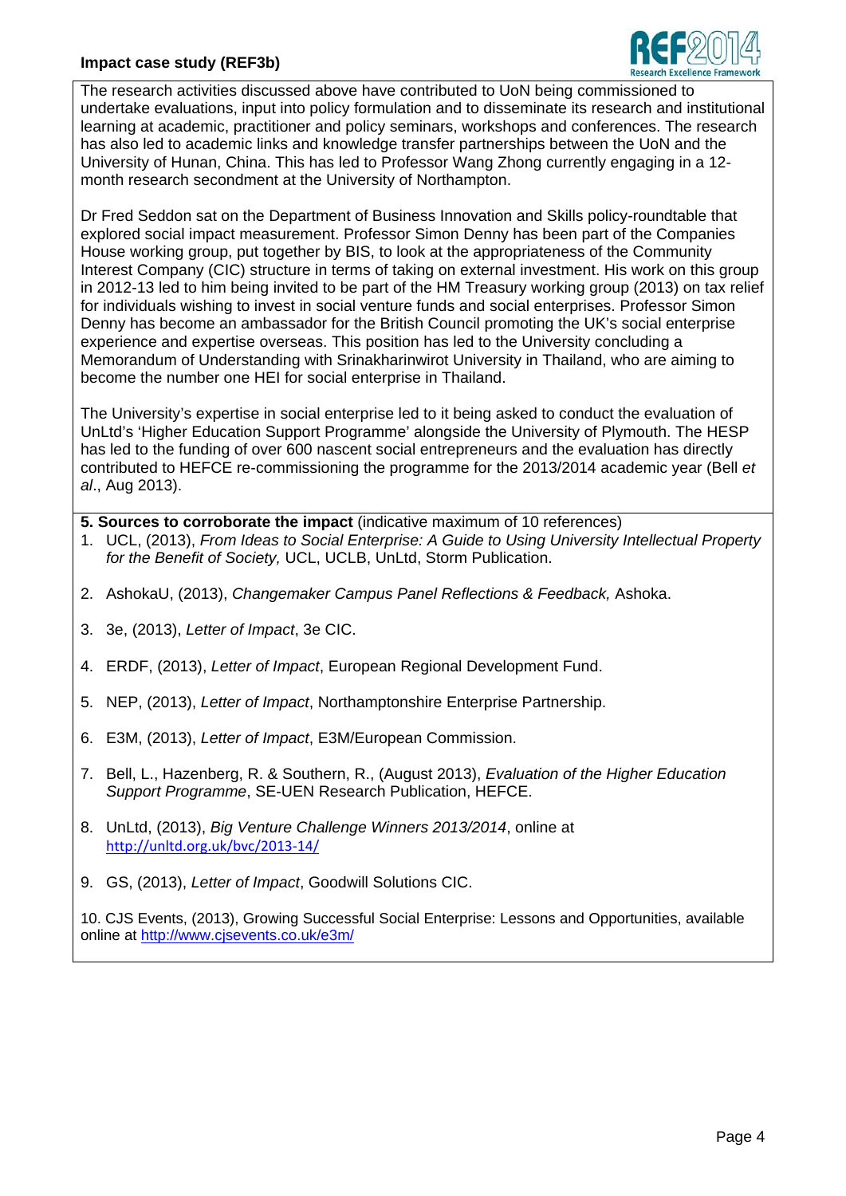The research activities discussed above have contributed to UoN being commissioned to undertake evaluations, input into policy formulation and to disseminate its research and institutional learning at academic, practitioner and policy seminars, workshops and conferences. The research has also led to academic links and knowledge transfer partnerships between the UoN and the University of Hunan, China. This has led to Professor Wang Zhong currently engaging in a 12-month research secondment at the University of Northampton.

Dr Fred Seddon sat on the Department of Business Innovation and Skills policy-roundtable that explored social impact measurement. Professor Simon Denny has been part of the Companies House working group, put together by BIS, to look at the appropriateness of the Community Interest Company (CIC) structure in terms of taking on external investment. His work on this group in 2012-13 led to him being invited to be part of the HM Treasury working group (2013) on tax relief for individuals wishing to invest in social venture funds and social enterprises. Professor Simon Denny has become an ambassador for the British Council promoting the UK's social enterprise experience and expertise overseas. This position has led to the University concluding a Memorandum of Understanding with Srinakharinwirot University in Thailand, who are aiming to become the number one HEI for social enterprise in Thailand.

The University's expertise in social enterprise led to it being asked to conduct the evaluation of UnLtd's 'Higher Education Support Programme' alongside the University of Plymouth. The HESP has led to the funding of over 600 nascent social entrepreneurs and the evaluation has directly contributed to HEFCE re-commissioning the programme for the 2013/2014 academic year (Bell *et al*., Aug 2013).

**5. Sources to corroborate the impact** (indicative maximum of 10 references)

1. UCL, (2013), *From Ideas to Social Enterprise: A Guide to Using University Intellectual Property for the Benefit of Society,* UCL, UCLB, UnLtd, Storm Publication.
2. AshokaU, (2013), *Changemaker Campus Panel Reflections & Feedback,* Ashoka.
3. 3e, (2013), *Letter of Impact*, 3e CIC.
4. ERDF, (2013), *Letter of Impact*, European Regional Development Fund.
5. NEP, (2013), *Letter of Impact*, Northamptonshire Enterprise Partnership.
6. E3M, (2013), *Letter of Impact*, E3M/European Commission.
7. Bell, L., Hazenberg, R. & Southern, R., (August 2013), *Evaluation of the Higher Education Support Programme*, SE-UEN Research Publication, HEFCE.
8. UnLtd, (2013), *Big Venture Challenge Winners 2013/2014*, online at http://unltd.org.uk/bvc/2013-14/
9. GS, (2013), *Letter of Impact*, Goodwill Solutions CIC.
10. CJS Events, (2013), Growing Successful Social Enterprise: Lessons and Opportunities, available online at http://www.cjsevents.co.uk/e3m/